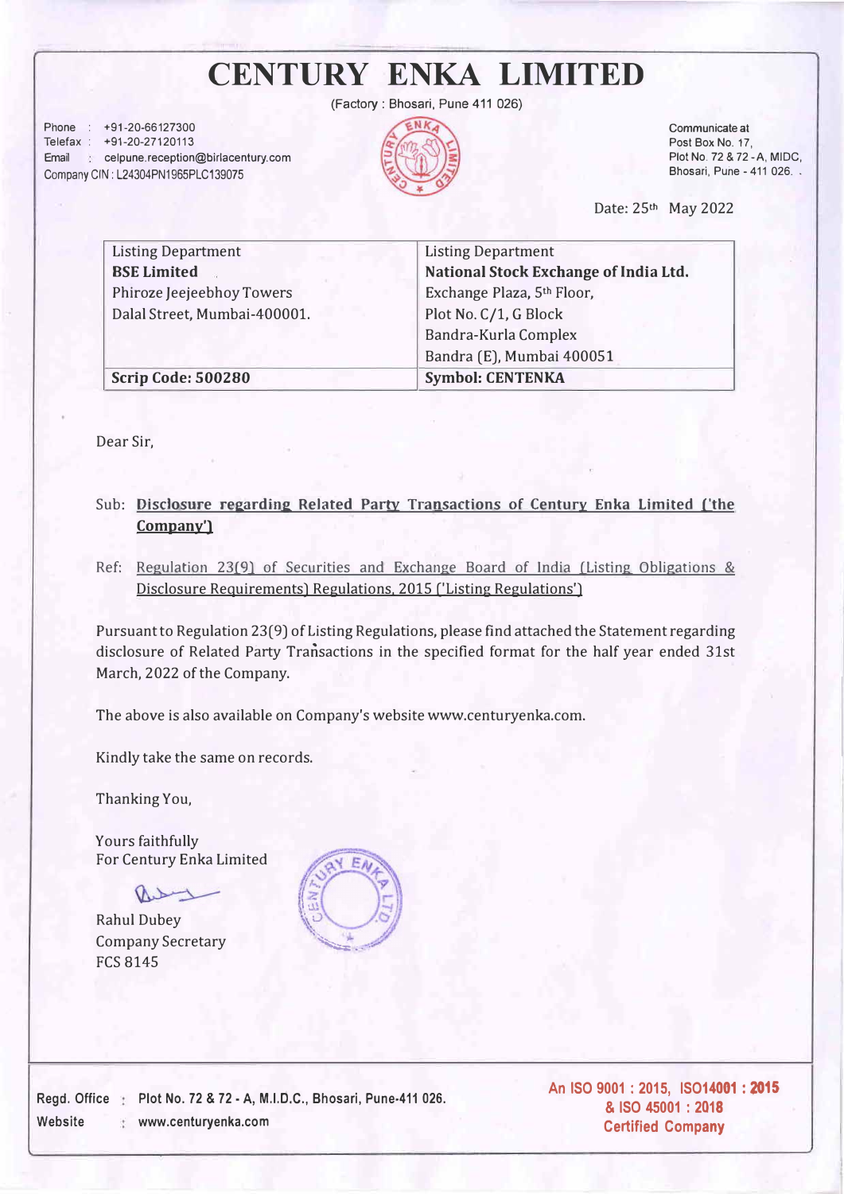# CENTURY ENKA LIMITED

(Factory : Bhosari, Pune 411 026)

Phone : +91-20-66127300
Telefax : +91-20-27120113
Email : celpune.reception@birlacentury.com
Company CIN : L24304PN1965PLC139075

Communicate at
Post Box No. 17,
Plot No. 72 & 72 - A, MIDC,
Bhosari, Pune - 411 026.

Date: 25th May 2022

| Listing Department<br>**BSE Limited**<br>Phiroze Jeejeebhoy Towers<br>Dalal Street, Mumbai-400001. | Listing Department<br>**National Stock Exchange of India Ltd.**<br>Exchange Plaza, 5th Floor,<br>Plot No. C/1, G Block<br>Bandra-Kurla Complex<br>Bandra (E), Mumbai 400051 |
|---|---|
| **Scrip Code: 500280** | **Symbol: CENTENKA** |

Dear Sir,

Sub: **Disclosure regarding Related Party Transactions of Century Enka Limited ('the Company')**

Ref: Regulation 23(9) of Securities and Exchange Board of India (Listing Obligations & Disclosure Requirements) Regulations, 2015 ('Listing Regulations')

Pursuant to Regulation 23(9) of Listing Regulations, please find attached the Statement regarding disclosure of Related Party Transactions in the specified format for the half year ended 31st March, 2022 of the Company.

The above is also available on Company's website www.centuryenka.com.

Kindly take the same on records.

Thanking You,

Yours faithfully
For Century Enka Limited

Rahul Dubey
Company Secretary
FCS 8145

Regd. Office : Plot No. 72 & 72 - A, M.I.D.C., Bhosari, Pune-411 026.
Website : www.centuryenka.com

An ISO 9001 : 2015, ISO14001 : 2015 & ISO 45001 : 2018 Certified Company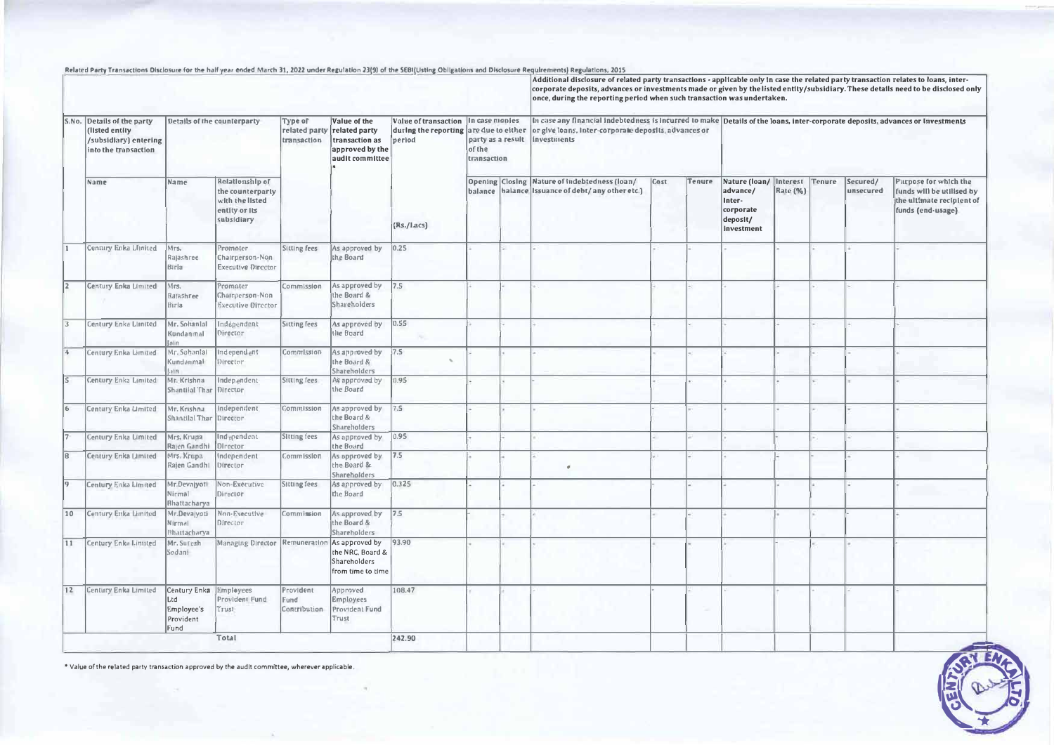Related Party Transactions Disclosure for the half year ended March 31, 2022 under Regulation 23(9) of the SEBI(Listing Obligations and Disclosure Requirements) Regulations, 2015

| | | | | | | | | | | | | | | | | | | |
|---|---|---|---|---|---|---|---|---|---|---|---|---|---|---|---|---|---|---|
| | | | | | | | | | Additional disclosure of related party transactions - applicable only in case the related party transaction relates to loans, inter-corporate deposits, advances or investments made or given by the listed entity/subsidiary. These details need to be disclosed only once, during the reporting period when such transaction was undertaken. | | | | | | | | | |
| S.No. | Details of the party (listed entity /subsidiary) entering into the transaction | Details of the counterparty | | Type of related party transaction | Value of the related party transaction as approved by the audit committee * | Value of transaction during the reporting period | In case monies are due to either party as a result of the transaction | | In case any financial indebtedness is incurred to make or give loans, inter-corporate deposits, advances or investments | | | Details of the loans, inter-corporate deposits, advances or investments | | | | | | |
| | Name | Name | Relationship of the counterparty with the listed entity or its subsidiary | | | (Rs./Lacs) | Opening balance | Closing balance | Nature of indebtedness (loan/ issuance of debt/ any other etc.) | Cost | Tenure | Nature (loan/ advance/ inter-corporate deposit/ investment | Interest Rate (%) | Tenure | Secured/ unsecured | Purpose for which the funds will be utilised by the ultimate recipient of funds (end-usage) | | |
| 1 | Century Enka Limited | Mrs. Rajashree Birla | Promoter Chairperson-Non Executive Director | Sitting fees | As approved by the Board | 0.25 | - | - | - | - | - | - | - | - | - | - | | |
| 2 | Century Enka Limited | Mrs. Rajashree Birla | Promoter Chairperson-Non Executive Director | Commission | As approved by the Board & Shareholders | 7.5 | - | - | - | - | - | - | - | - | - | - | | |
| 3 | Century Enka Limited | Mr. Sohanlal Kundanmal Jain | Independent Director | Sitting fees | As approved by the Board | 0.55 | - | - | - | - | - | - | - | - | - | - | | |
| 4 | Century Enka Limited | Mr. Sohanlal Kundanmal Jain | Independent Director | Commission | As approved by the Board & Shareholders | 7.5 | - | - | - | - | - | - | - | - | - | - | | |
| 5 | Century Enka Limited | Mr. Krishna Shantilal Thar | Independent Director | Sitting fees | As approved by the Board | 0.95 | - | - | - | - | - | - | - | - | - | - | | |
| 6 | Century Enka Limited | Mr. Krishna Shantilal Thar | Independent Director | Commission | As approved by the Board & Shareholders | 7.5 | - | - | - | - | - | - | - | - | - | - | | |
| 7 | Century Enka Limited | Mrs. Krupa Rajen Gandhi | Independent Director | Sitting fees | As approved by the Board | 0.95 | - | - | - | - | - | - | - | - | - | - | | |
| 8 | Century Enka Limited | Mrs. Krupa Rajen Gandhi | Independent Director | Commission | As approved by the Board & Shareholders | 7.5 | - | - | - | - | - | - | - | - | - | - | | |
| 9 | Century Enka Limited | Mr.Devajyoti Nirmal Bhattacharya | Non-Executive Director | Sitting fees | As approved by the Board | 0.325 | - | - | - | - | - | - | - | - | - | - | | |
| 10 | Century Enka Limited | Mr.Devajyoti Nirmal Bhattacharya | Non-Executive Director | Commission | As approved by the Board & Shareholders | 7.5 | - | - | - | - | - | - | - | - | - | - | | |
| 11 | Century Enka Limited | Mr. Suresh Sodani | Managing Director | Remuneration | As approved by the NRC, Board & Shareholders from time to time | 93.90 | - | - | - | - | - | - | - | - | - | - | | |
| 12 | Century Enka Limited | Century Enka Ltd Employee's Provident Fund | Employees Provident Fund Trust | Provident Fund Contribution | Approved Employees Provident Fund Trust | 108.47 | - | - | - | - | - | - | - | - | - | - | | |
| | Total | | | | | 242.90 | | | | | | | | | | | | |

* Value of the related party transaction approved by the audit committee, wherever applicable.